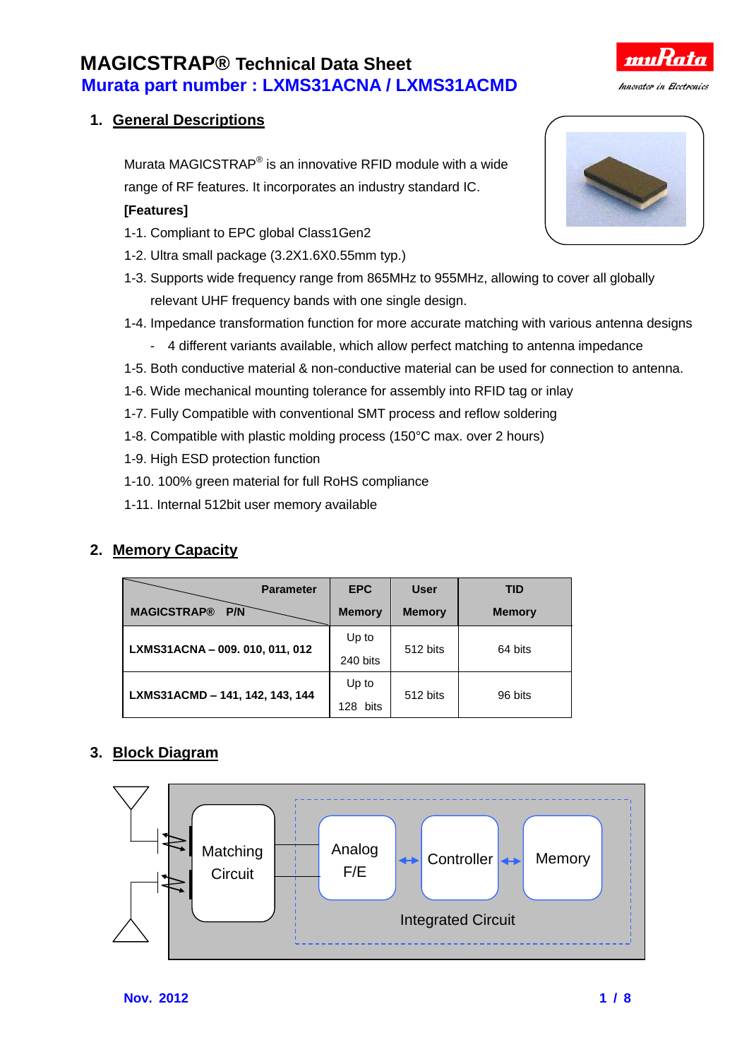# MAGICSTRAP® Technical Data Sheet

## Murata part number : LXMS31ACNA / LXMS31ACMD

## 1. General Descriptions

Murata MAGICSTRAP® is an innovative RFID module with a wide range of RF features. It incorporates an industry standard IC.

**[Features]**

1-1. Compliant to EPC global Class1Gen2

1-2. Ultra small package (3.2X1.6X0.55mm typ.)

1-3. Supports wide frequency range from 865MHz to 955MHz, allowing to cover all globally relevant UHF frequency bands with one single design.

1-4. Impedance transformation function for more accurate matching with various antenna designs

- 4 different variants available, which allow perfect matching to antenna impedance

1-5. Both conductive material & non-conductive material can be used for connection to antenna.

1-6. Wide mechanical mounting tolerance for assembly into RFID tag or inlay

1-7. Fully Compatible with conventional SMT process and reflow soldering

1-8. Compatible with plastic molding process (150°C max. over 2 hours)

1-9. High ESD protection function

1-10. 100% green material for full RoHS compliance

1-11. Internal 512bit user memory available

## 2. Memory Capacity

| Parameter / MAGICSTRAP® P/N | EPC Memory | User Memory | TID Memory |
|---|---|---|---|
| LXMS31ACNA – 009. 010, 011, 012 | Up to 240 bits | 512 bits | 64 bits |
| LXMS31ACMD – 141, 142, 143, 144 | Up to 128 bits | 512 bits | 96 bits |

## 3. Block Diagram

Matching Circuit — Analog F/E ↔ Controller ↔ Memory (Integrated Circuit)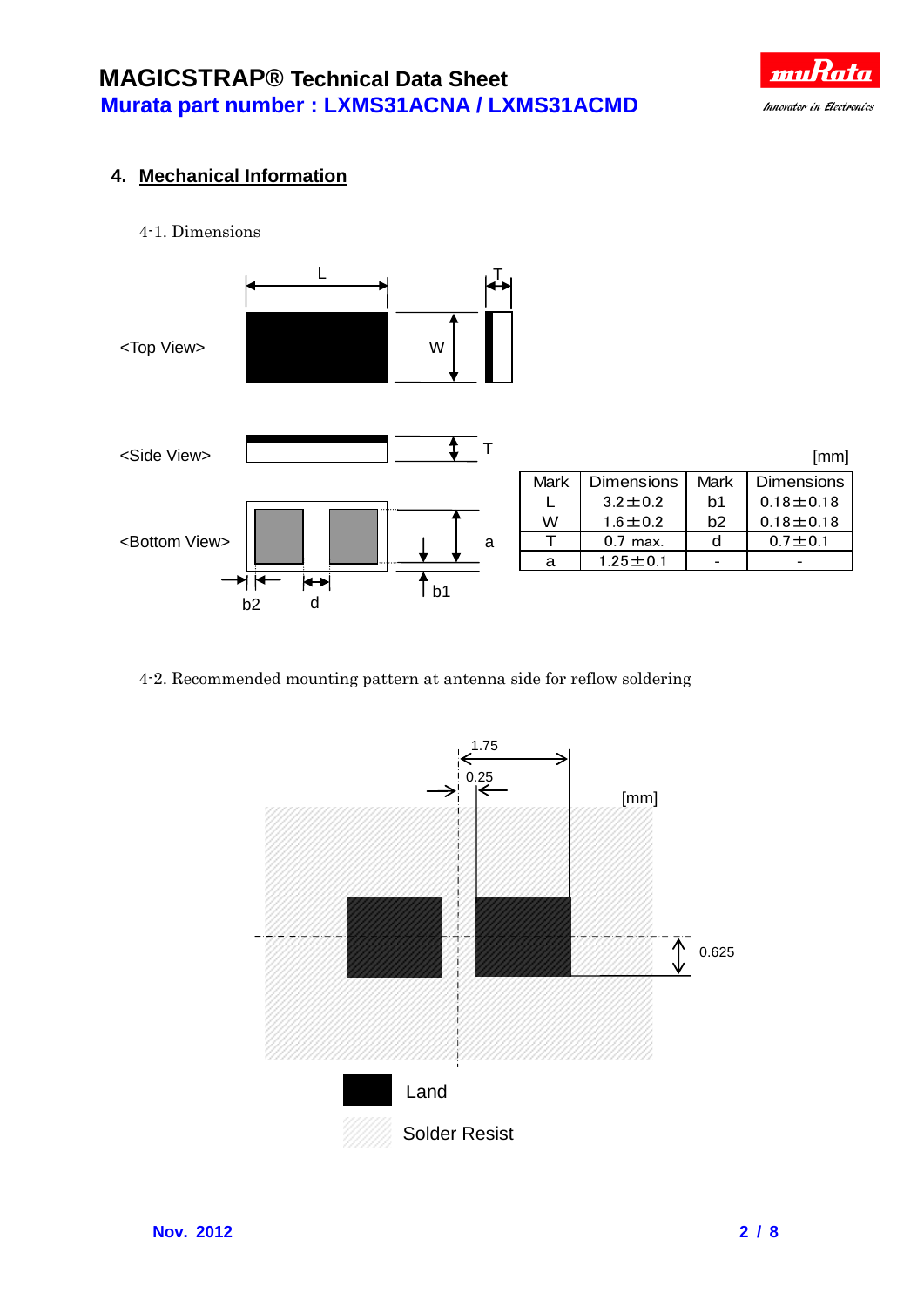## 4. Mechanical Information

4-1. Dimensions

<Top View>

<Side View>

<Bottom View>

[mm]

| Mark | Dimensions | Mark | Dimensions |
|---|---|---|---|
| L | 3.2±0.2 | b1 | 0.18±0.18 |
| W | 1.6±0.2 | b2 | 0.18±0.18 |
| T | 0.7 max. | d | 0.7±0.1 |
| a | 1.25±0.1 | - | - |

4-2. Recommended mounting pattern at antenna side for reflow soldering

[mm]

1.75

0.25

0.625

Land

Solder Resist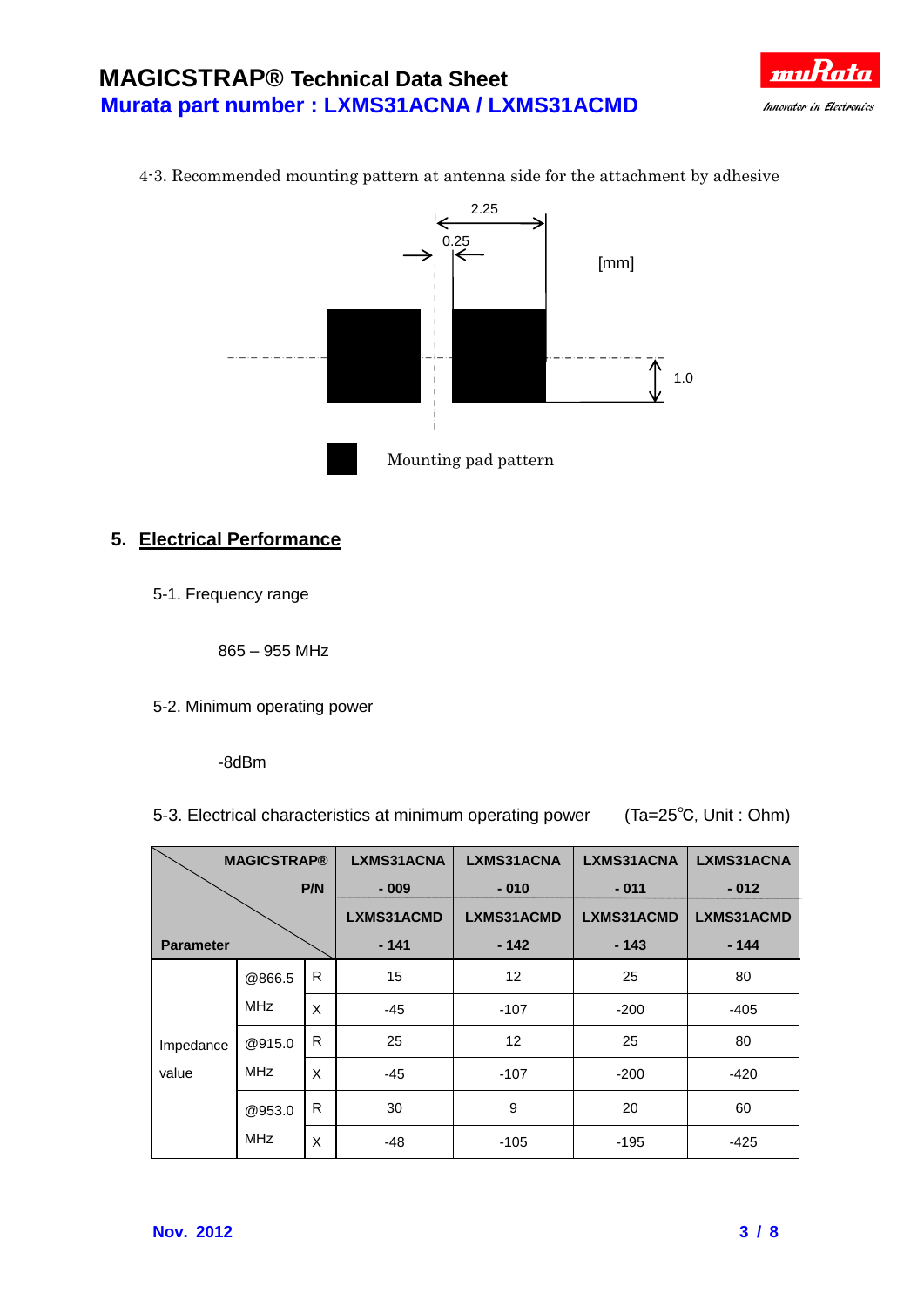4-3. Recommended mounting pattern at antenna side for the attachment by adhesive

2.25

0.25

[mm]

1.0

Mounting pad pattern

## 5. Electrical Performance

5-1. Frequency range

865 – 955 MHz

5-2. Minimum operating power

-8dBm

5-3. Electrical characteristics at minimum operating power (Ta=25℃, Unit : Ohm)

| Parameter \ MAGICSTRAP® P/N | | | LXMS31ACNA - 009 / LXMS31ACMD - 141 | LXMS31ACNA - 010 / LXMS31ACMD - 142 | LXMS31ACNA - 011 / LXMS31ACMD - 143 | LXMS31ACNA - 012 / LXMS31ACMD - 144 |
|---|---|---|---|---|---|---|
| Impedance value | @866.5 MHz | R | 15 | 12 | 25 | 80 |
| | | X | -45 | -107 | -200 | -405 |
| | @915.0 MHz | R | 25 | 12 | 25 | 80 |
| | | X | -45 | -107 | -200 | -420 |
| | @953.0 MHz | R | 30 | 9 | 20 | 60 |
| | | X | -48 | -105 | -195 | -425 |

Nov. 2012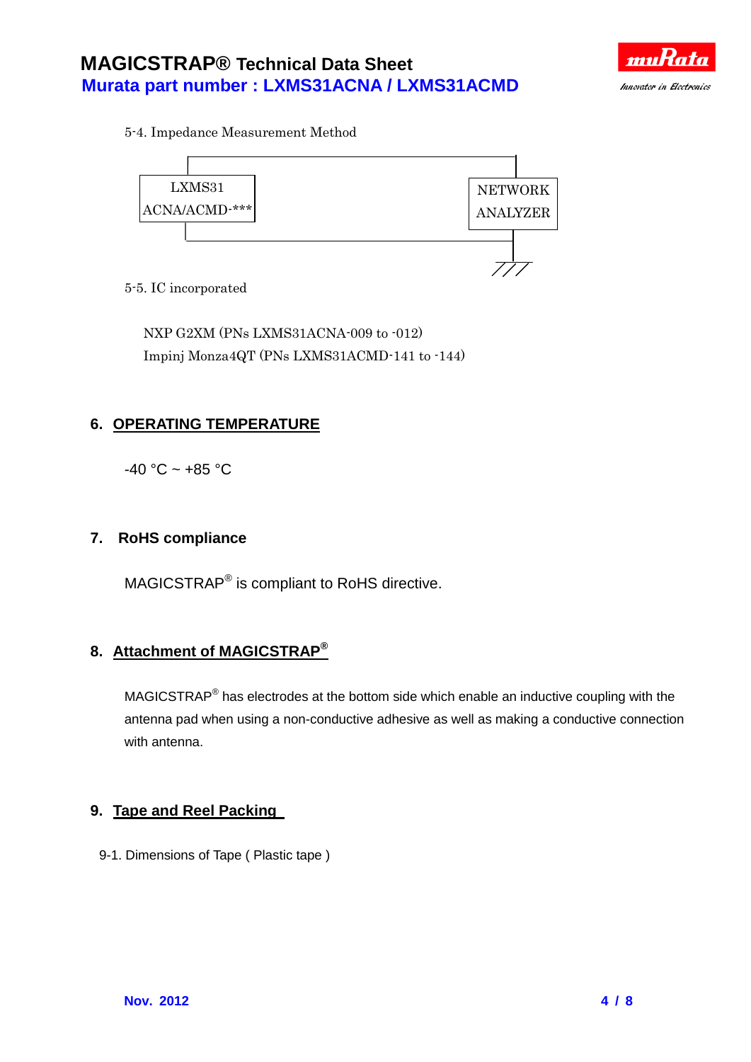5-4. Impedance Measurement Method

LXMS31 ACNA/ACMD-***

NETWORK ANALYZER

5-5. IC incorporated

NXP G2XM (PNs LXMS31ACNA-009 to -012)
Impinj Monza4QT (PNs LXMS31ACMD-141 to -144)

## 6. OPERATING TEMPERATURE

-40 °C ~ +85 °C

## 7. RoHS compliance

MAGICSTRAP® is compliant to RoHS directive.

## 8. Attachment of MAGICSTRAP®

MAGICSTRAP® has electrodes at the bottom side which enable an inductive coupling with the antenna pad when using a non-conductive adhesive as well as making a conductive connection with antenna.

## 9. Tape and Reel Packing

9-1. Dimensions of Tape ( Plastic tape )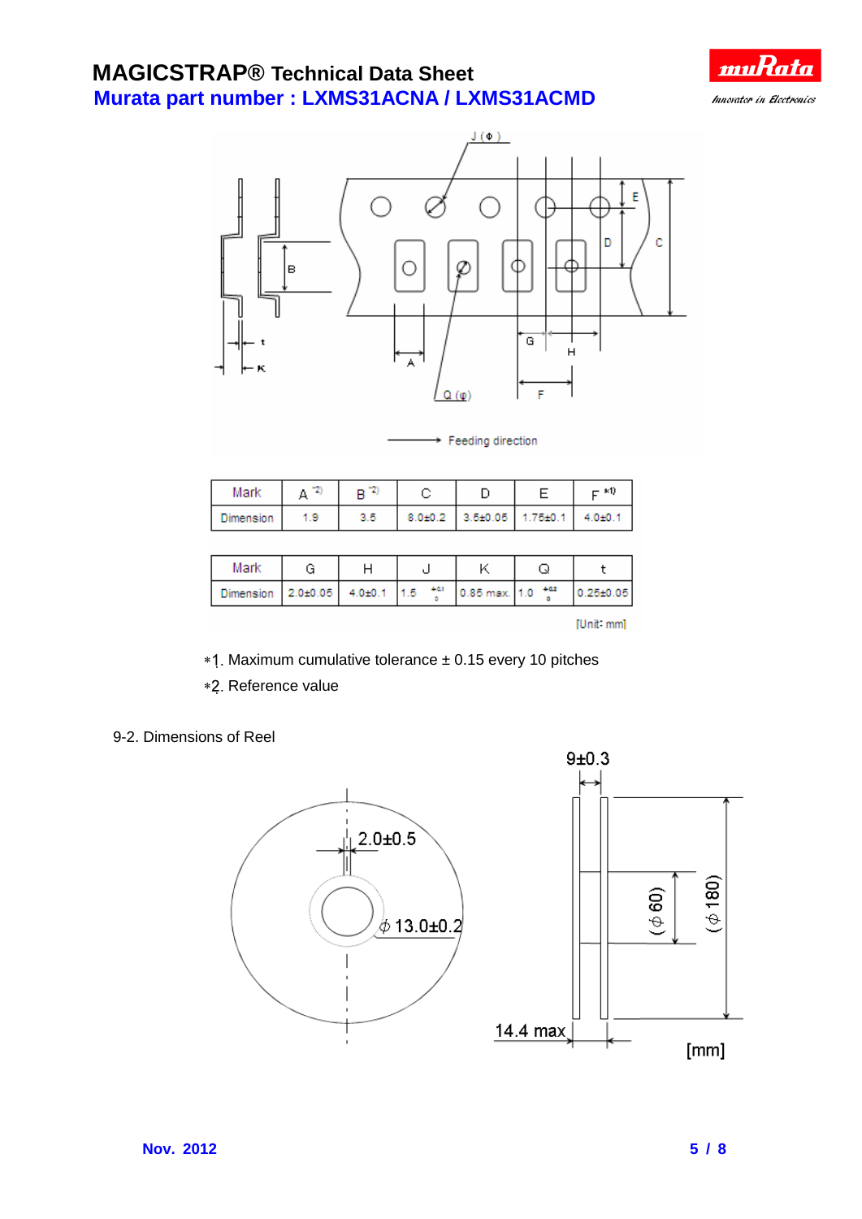# MAGICSTRAP® Technical Data Sheet

## Murata part number : LXMS31ACNA / LXMS31ACMD

| Mark | A [*2] | B [*2] | C | D | E | F [*1] |
|---|---|---|---|---|---|---|
| Dimension | 1.9 | 3.5 | 8.0±0.2 | 3.5±0.05 | 1.75±0.1 | 4.0±0.1 |

| Mark | G | H | J | K | Q | t |
|---|---|---|---|---|---|---|
| Dimension | 2.0±0.05 | 4.0±0.1 | 1.5 $^{+0.1}_{0}$ | 0.85 max. | 1.0 $^{+0.2}_{0}$ | 0.25±0.05 |

[Unit: mm]

*1. Maximum cumulative tolerance ± 0.15 every 10 pitches

*2. Reference value

9-2. Dimensions of Reel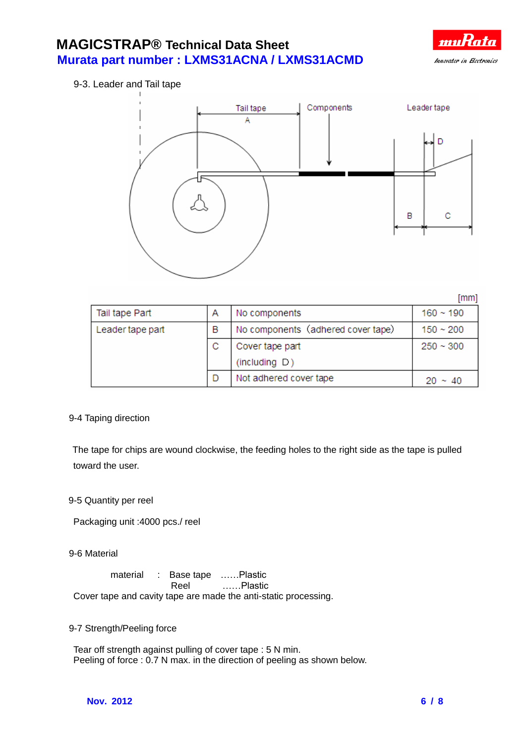## 9-3. Leader and Tail tape

[mm]

| | | | |
|---|---|---|---|
| Tail tape Part | A | No components | 160 ~ 190 |
| Leader tape part | B | No components (adhered cover tape) | 150 ~ 200 |
| | C | Cover tape part (including D) | 250 ~ 300 |
| | D | Not adhered cover tape | 20 ~ 40 |

## 9-4 Taping direction

The tape for chips are wound clockwise, the feeding holes to the right side as the tape is pulled toward the user.

## 9-5 Quantity per reel

Packaging unit :4000 pcs./ reel

## 9-6 Material

material : Base tape ……Plastic
Reel ……Plastic

Cover tape and cavity tape are made the anti-static processing.

## 9-7 Strength/Peeling force

Tear off strength against pulling of cover tape : 5 N min.
Peeling of force : 0.7 N max. in the direction of peeling as shown below.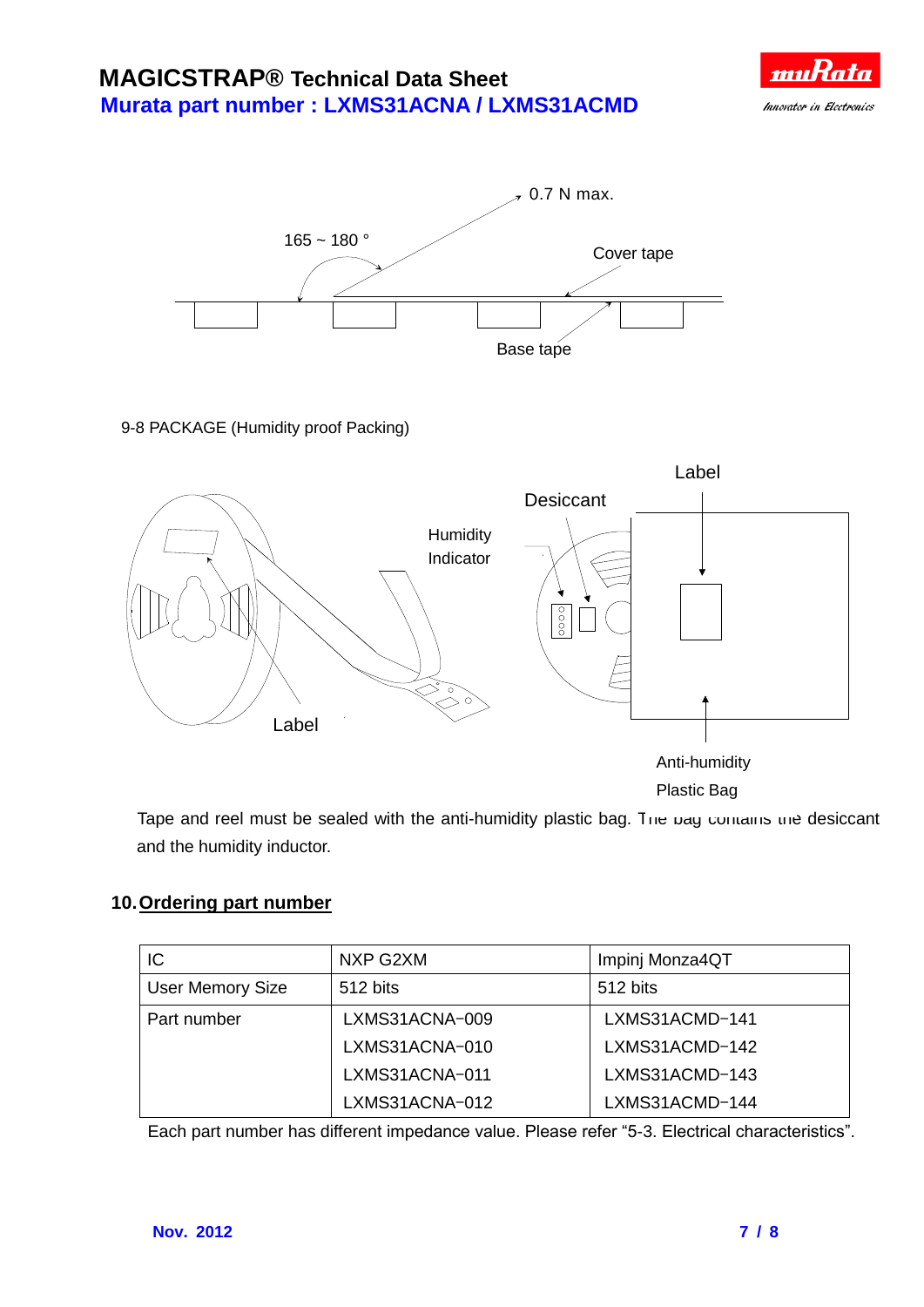0.7 N max.

165 ~ 180 °

Cover tape

Base tape

9-8 PACKAGE (Humidity proof Packing)

Label

Desiccant

Humidity Indicator

Label

Anti-humidity Plastic Bag

Tape and reel must be sealed with the anti-humidity plastic bag. The bag contains the desiccant and the humidity inductor.

## 10. Ordering part number

| IC | NXP G2XM | Impinj Monza4QT |
|---|---|---|
| User Memory Size | 512 bits | 512 bits |
| Part number | LXMS31ACNA-009<br>LXMS31ACNA-010<br>LXMS31ACNA-011<br>LXMS31ACNA-012 | LXMS31ACMD-141<br>LXMS31ACMD-142<br>LXMS31ACMD-143<br>LXMS31ACMD-144 |

Each part number has different impedance value. Please refer “5-3. Electrical characteristics”.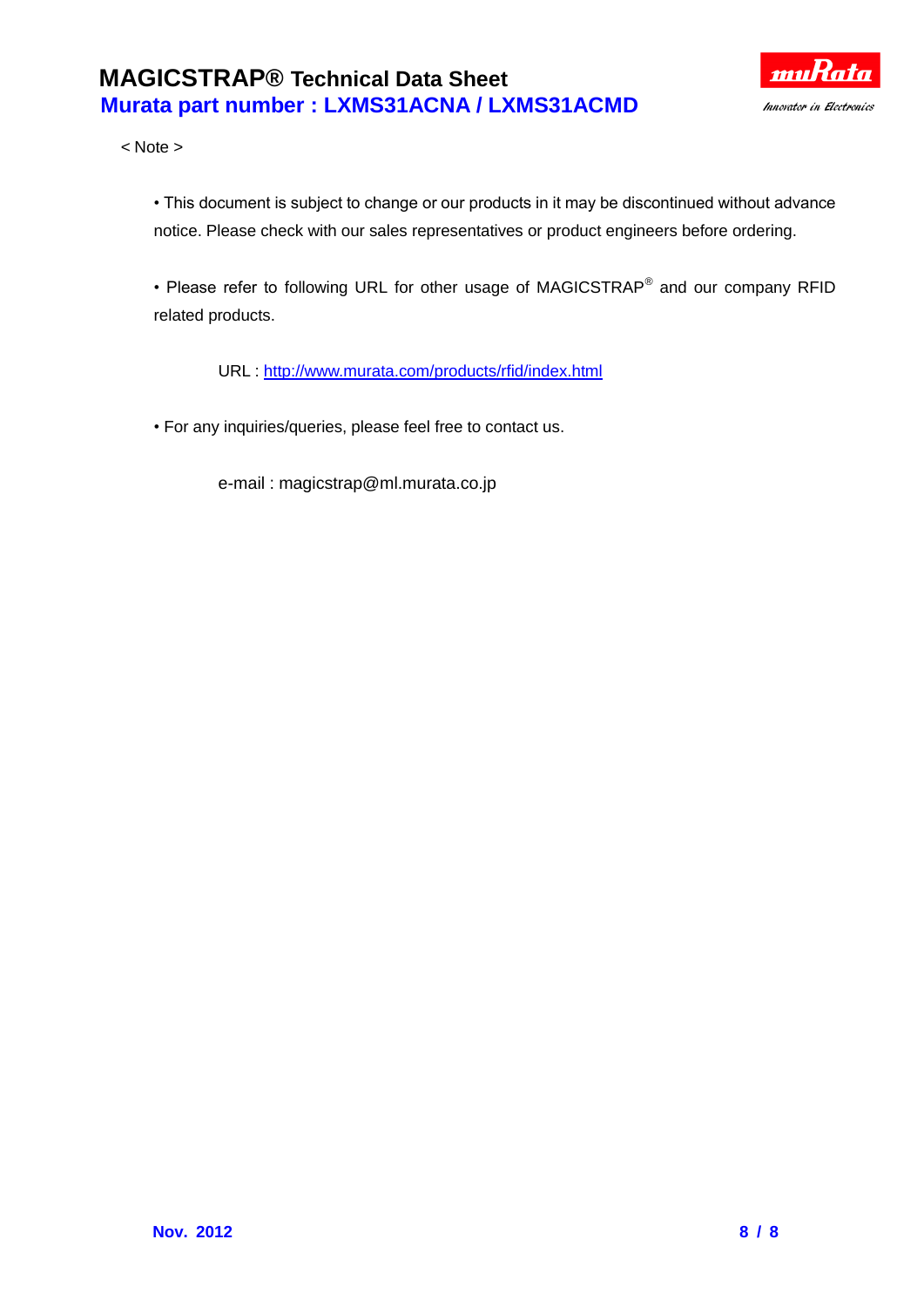< Note >

- This document is subject to change or our products in it may be discontinued without advance notice. Please check with our sales representatives or product engineers before ordering.

- Please refer to following URL for other usage of MAGICSTRAP® and our company RFID related products.

  URL : http://www.murata.com/products/rfid/index.html

- For any inquiries/queries, please feel free to contact us.

  e-mail : magicstrap@ml.murata.co.jp